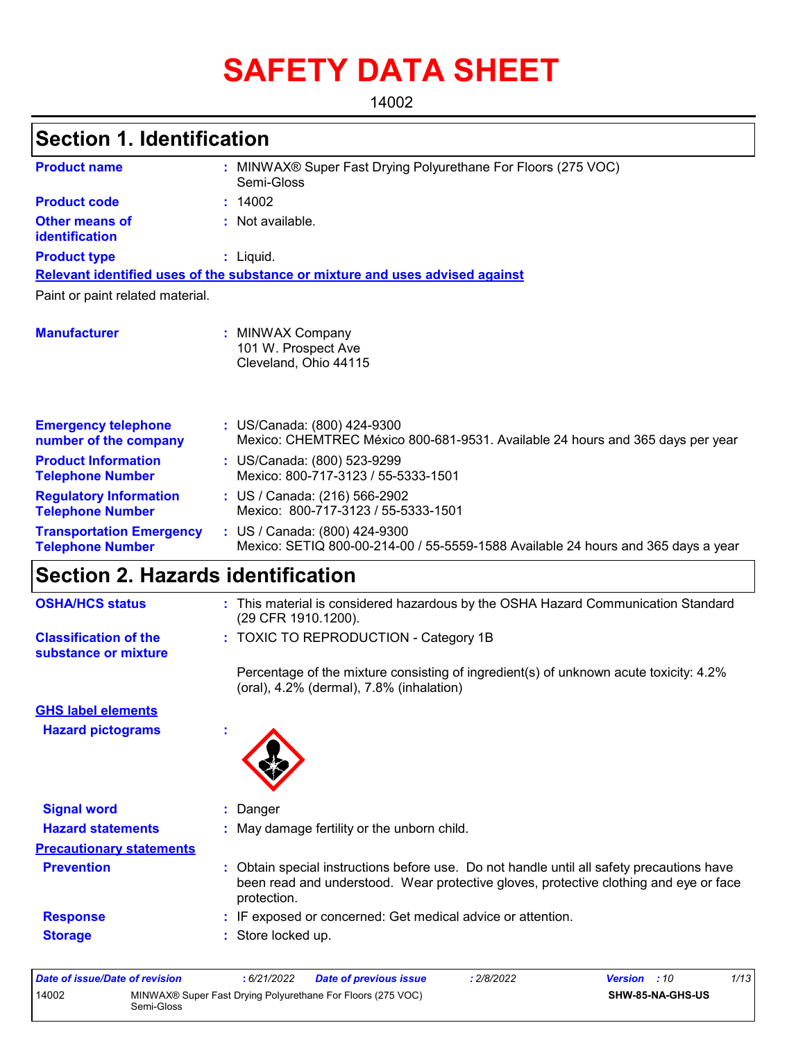# SAFETY DATA SHEET

14002

## Section 1. Identification

| | |
|---|---|
| **Product name** | : MINWAX® Super Fast Drying Polyurethane For Floors (275 VOC) Semi-Gloss |
| **Product code** | : 14002 |
| **Other means of identification** | : Not available. |
| **Product type** | : Liquid. |

**Relevant identified uses of the substance or mixture and uses advised against**

Paint or paint related material.

| | |
|---|---|
| **Manufacturer** | : MINWAX Company<br>101 W. Prospect Ave<br>Cleveland, Ohio 44115 |
| **Emergency telephone number of the company** | : US/Canada: (800) 424-9300<br>Mexico: CHEMTREC México 800-681-9531. Available 24 hours and 365 days per year |
| **Product Information Telephone Number** | : US/Canada: (800) 523-9299<br>Mexico: 800-717-3123 / 55-5333-1501 |
| **Regulatory Information Telephone Number** | : US / Canada: (216) 566-2902<br>Mexico: 800-717-3123 / 55-5333-1501 |
| **Transportation Emergency Telephone Number** | : US / Canada: (800) 424-9300<br>Mexico: SETIQ 800-00-214-00 / 55-5559-1588 Available 24 hours and 365 days a year |

## Section 2. Hazards identification

| | |
|---|---|
| **OSHA/HCS status** | : This material is considered hazardous by the OSHA Hazard Communication Standard (29 CFR 1910.1200). |
| **Classification of the substance or mixture** | : TOXIC TO REPRODUCTION - Category 1B |

Percentage of the mixture consisting of ingredient(s) of unknown acute toxicity: 4.2% (oral), 4.2% (dermal), 7.8% (inhalation)

**GHS label elements**

**Hazard pictograms** :

**Signal word** : Danger

**Hazard statements** : May damage fertility or the unborn child.

**Precautionary statements**

**Prevention** : Obtain special instructions before use. Do not handle until all safety precautions have been read and understood. Wear protective gloves, protective clothing and eye or face protection.

**Response** : IF exposed or concerned: Get medical advice or attention.

**Storage** : Store locked up.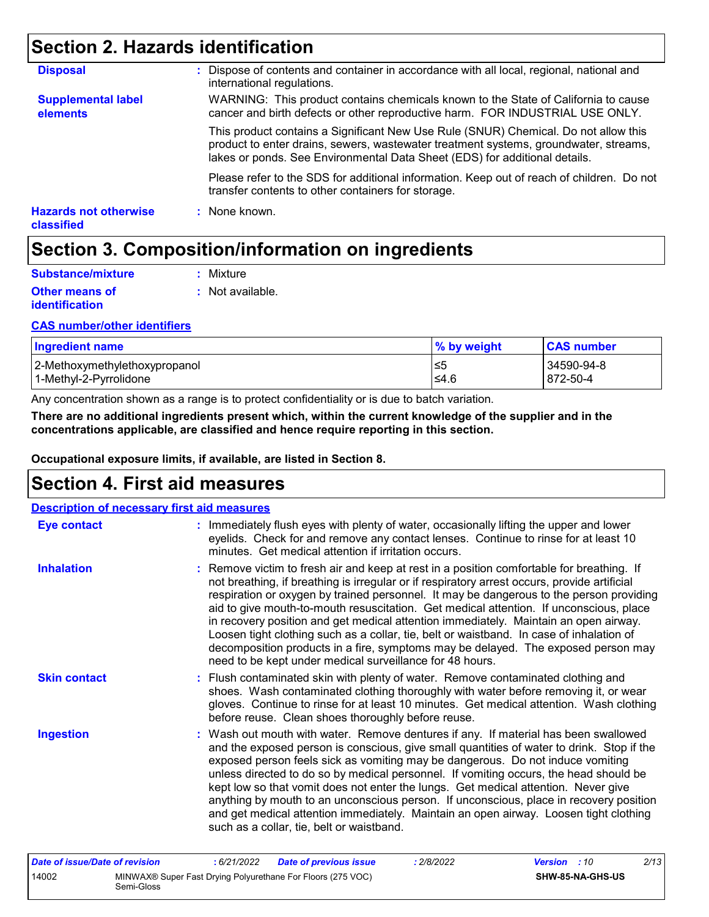## Section 2. Hazards identification

**Disposal** : Dispose of contents and container in accordance with all local, regional, national and international regulations.

**Supplemental label elements** WARNING: This product contains chemicals known to the State of California to cause cancer and birth defects or other reproductive harm. FOR INDUSTRIAL USE ONLY.

This product contains a Significant New Use Rule (SNUR) Chemical. Do not allow this product to enter drains, sewers, wastewater treatment systems, groundwater, streams, lakes or ponds. See Environmental Data Sheet (EDS) for additional details.

Please refer to the SDS for additional information. Keep out of reach of children. Do not transfer contents to other containers for storage.

**Hazards not otherwise classified** : None known.

## Section 3. Composition/information on ingredients

**Substance/mixture** : Mixture

**Other means of identification** : Not available.

**CAS number/other identifiers**

| Ingredient name | % by weight | CAS number |
|---|---|---|
| 2-Methoxymethylethoxypropanol | ≤5 | 34590-94-8 |
| 1-Methyl-2-Pyrrolidone | ≤4.6 | 872-50-4 |

Any concentration shown as a range is to protect confidentiality or is due to batch variation.

**There are no additional ingredients present which, within the current knowledge of the supplier and in the concentrations applicable, are classified and hence require reporting in this section.**

**Occupational exposure limits, if available, are listed in Section 8.**

## Section 4. First aid measures

**Description of necessary first aid measures**

**Eye contact** : Immediately flush eyes with plenty of water, occasionally lifting the upper and lower eyelids. Check for and remove any contact lenses. Continue to rinse for at least 10 minutes. Get medical attention if irritation occurs.

**Inhalation** : Remove victim to fresh air and keep at rest in a position comfortable for breathing. If not breathing, if breathing is irregular or if respiratory arrest occurs, provide artificial respiration or oxygen by trained personnel. It may be dangerous to the person providing aid to give mouth-to-mouth resuscitation. Get medical attention. If unconscious, place in recovery position and get medical attention immediately. Maintain an open airway. Loosen tight clothing such as a collar, tie, belt or waistband. In case of inhalation of decomposition products in a fire, symptoms may be delayed. The exposed person may need to be kept under medical surveillance for 48 hours.

**Skin contact** : Flush contaminated skin with plenty of water. Remove contaminated clothing and shoes. Wash contaminated clothing thoroughly with water before removing it, or wear gloves. Continue to rinse for at least 10 minutes. Get medical attention. Wash clothing before reuse. Clean shoes thoroughly before reuse.

**Ingestion** : Wash out mouth with water. Remove dentures if any. If material has been swallowed and the exposed person is conscious, give small quantities of water to drink. Stop if the exposed person feels sick as vomiting may be dangerous. Do not induce vomiting unless directed to do so by medical personnel. If vomiting occurs, the head should be kept low so that vomit does not enter the lungs. Get medical attention. Never give anything by mouth to an unconscious person. If unconscious, place in recovery position and get medical attention immediately. Maintain an open airway. Loosen tight clothing such as a collar, tie, belt or waistband.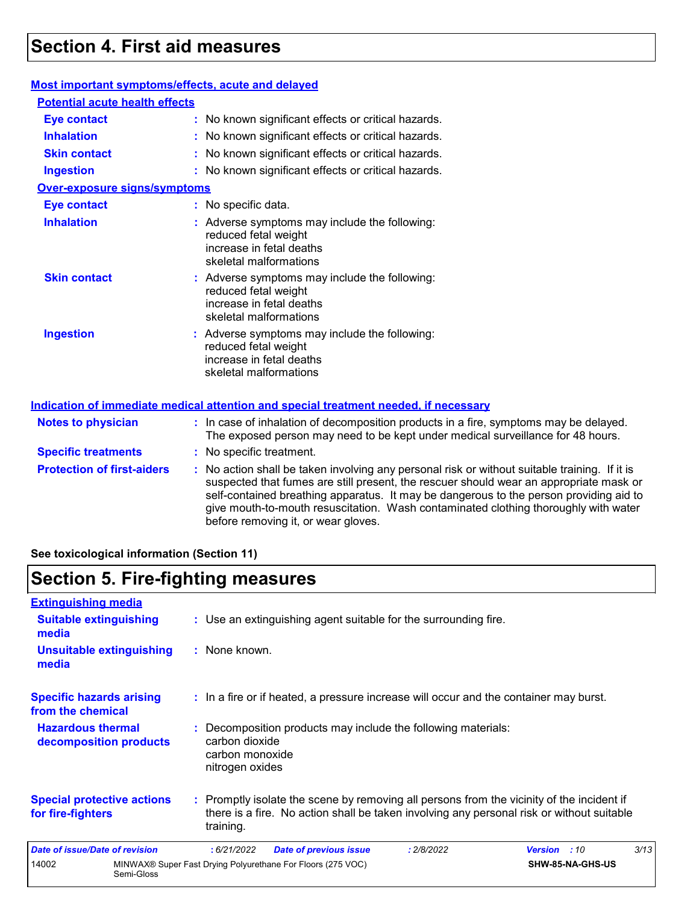# Section 4. First aid measures

### Most important symptoms/effects, acute and delayed

**Potential acute health effects**

**Eye contact** : No known significant effects or critical hazards.

**Inhalation** : No known significant effects or critical hazards.

**Skin contact** : No known significant effects or critical hazards.

**Ingestion** : No known significant effects or critical hazards.

**Over-exposure signs/symptoms**

**Eye contact** : No specific data.

**Inhalation** : Adverse symptoms may include the following:
reduced fetal weight
increase in fetal deaths
skeletal malformations

**Skin contact** : Adverse symptoms may include the following:
reduced fetal weight
increase in fetal deaths
skeletal malformations

**Ingestion** : Adverse symptoms may include the following:
reduced fetal weight
increase in fetal deaths
skeletal malformations

### Indication of immediate medical attention and special treatment needed, if necessary

**Notes to physician** : In case of inhalation of decomposition products in a fire, symptoms may be delayed. The exposed person may need to be kept under medical surveillance for 48 hours.

**Specific treatments** : No specific treatment.

**Protection of first-aiders** : No action shall be taken involving any personal risk or without suitable training. If it is suspected that fumes are still present, the rescuer should wear an appropriate mask or self-contained breathing apparatus. It may be dangerous to the person providing aid to give mouth-to-mouth resuscitation. Wash contaminated clothing thoroughly with water before removing it, or wear gloves.

**See toxicological information (Section 11)**

# Section 5. Fire-fighting measures

### Extinguishing media

**Suitable extinguishing media** : Use an extinguishing agent suitable for the surrounding fire.

**Unsuitable extinguishing media** : None known.

**Specific hazards arising from the chemical** : In a fire or if heated, a pressure increase will occur and the container may burst.

**Hazardous thermal decomposition products** : Decomposition products may include the following materials:
carbon dioxide
carbon monoxide
nitrogen oxides

**Special protective actions for fire-fighters** : Promptly isolate the scene by removing all persons from the vicinity of the incident if there is a fire. No action shall be taken involving any personal risk or without suitable training.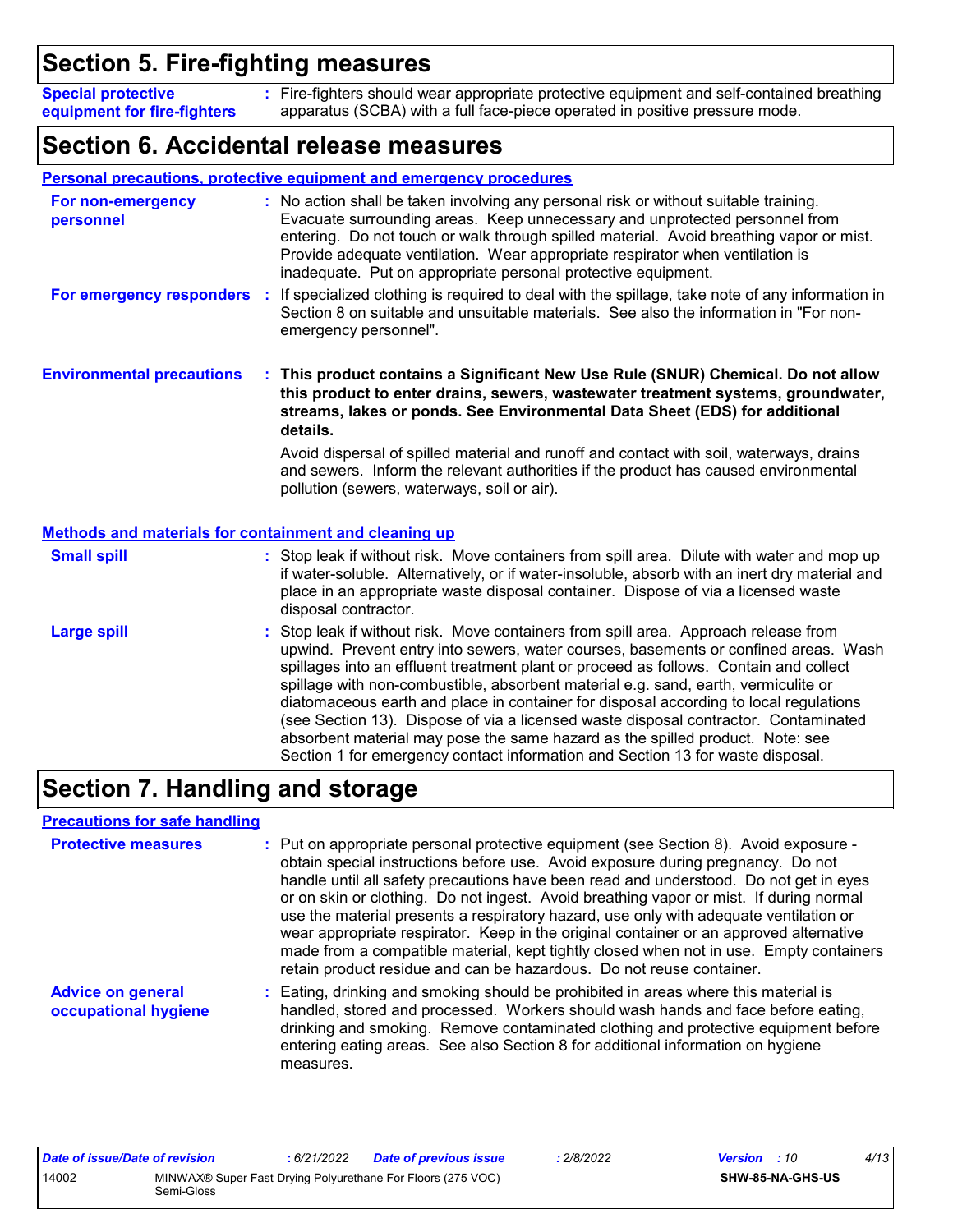## Section 5. Fire-fighting measures

**Special protective equipment for fire-fighters** : Fire-fighters should wear appropriate protective equipment and self-contained breathing apparatus (SCBA) with a full face-piece operated in positive pressure mode.

## Section 6. Accidental release measures

### Personal precautions, protective equipment and emergency procedures

**For non-emergency personnel** : No action shall be taken involving any personal risk or without suitable training. Evacuate surrounding areas. Keep unnecessary and unprotected personnel from entering. Do not touch or walk through spilled material. Avoid breathing vapor or mist. Provide adequate ventilation. Wear appropriate respirator when ventilation is inadequate. Put on appropriate personal protective equipment.

**For emergency responders** : If specialized clothing is required to deal with the spillage, take note of any information in Section 8 on suitable and unsuitable materials. See also the information in "For non-emergency personnel".

**Environmental precautions** : **This product contains a Significant New Use Rule (SNUR) Chemical. Do not allow this product to enter drains, sewers, wastewater treatment systems, groundwater, streams, lakes or ponds. See Environmental Data Sheet (EDS) for additional details.**

Avoid dispersal of spilled material and runoff and contact with soil, waterways, drains and sewers. Inform the relevant authorities if the product has caused environmental pollution (sewers, waterways, soil or air).

### Methods and materials for containment and cleaning up

**Small spill** : Stop leak if without risk. Move containers from spill area. Dilute with water and mop up if water-soluble. Alternatively, or if water-insoluble, absorb with an inert dry material and place in an appropriate waste disposal container. Dispose of via a licensed waste disposal contractor.

**Large spill** : Stop leak if without risk. Move containers from spill area. Approach release from upwind. Prevent entry into sewers, water courses, basements or confined areas. Wash spillages into an effluent treatment plant or proceed as follows. Contain and collect spillage with non-combustible, absorbent material e.g. sand, earth, vermiculite or diatomaceous earth and place in container for disposal according to local regulations (see Section 13). Dispose of via a licensed waste disposal contractor. Contaminated absorbent material may pose the same hazard as the spilled product. Note: see Section 1 for emergency contact information and Section 13 for waste disposal.

## Section 7. Handling and storage

### Precautions for safe handling

**Protective measures** : Put on appropriate personal protective equipment (see Section 8). Avoid exposure - obtain special instructions before use. Avoid exposure during pregnancy. Do not handle until all safety precautions have been read and understood. Do not get in eyes or on skin or clothing. Do not ingest. Avoid breathing vapor or mist. If during normal use the material presents a respiratory hazard, use only with adequate ventilation or wear appropriate respirator. Keep in the original container or an approved alternative made from a compatible material, kept tightly closed when not in use. Empty containers retain product residue and can be hazardous. Do not reuse container.

**Advice on general occupational hygiene** : Eating, drinking and smoking should be prohibited in areas where this material is handled, stored and processed. Workers should wash hands and face before eating, drinking and smoking. Remove contaminated clothing and protective equipment before entering eating areas. See also Section 8 for additional information on hygiene measures.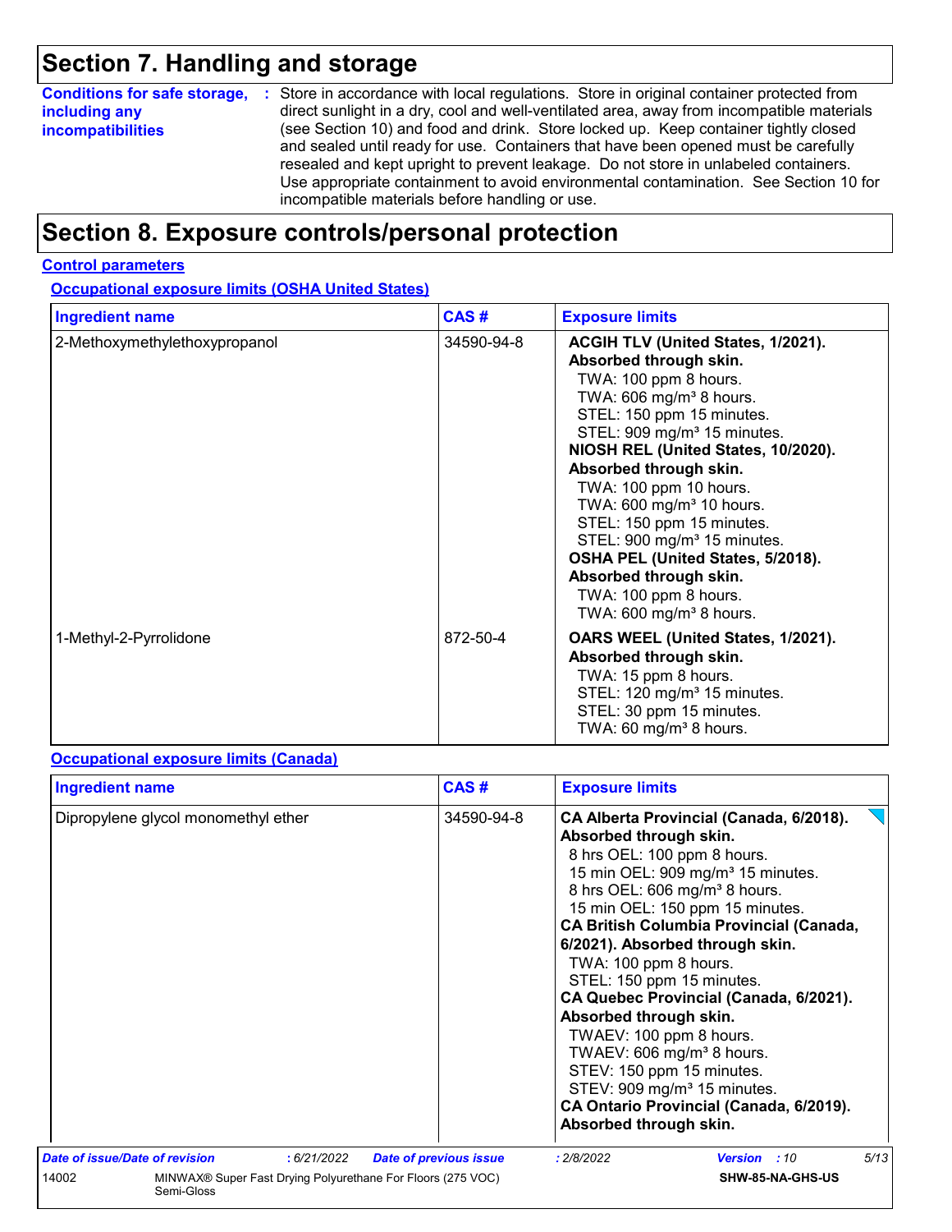## Section 7. Handling and storage

**Conditions for safe storage, including any incompatibilities** : Store in accordance with local regulations. Store in original container protected from direct sunlight in a dry, cool and well-ventilated area, away from incompatible materials (see Section 10) and food and drink. Store locked up. Keep container tightly closed and sealed until ready for use. Containers that have been opened must be carefully resealed and kept upright to prevent leakage. Do not store in unlabeled containers. Use appropriate containment to avoid environmental contamination. See Section 10 for incompatible materials before handling or use.

## Section 8. Exposure controls/personal protection

### Control parameters

#### Occupational exposure limits (OSHA United States)

| Ingredient name | CAS # | Exposure limits |
|---|---|---|
| 2-Methoxymethylethoxypropanol | 34590-94-8 | **ACGIH TLV (United States, 1/2021). Absorbed through skin.**<br>TWA: 100 ppm 8 hours.<br>TWA: 606 mg/m³ 8 hours.<br>STEL: 150 ppm 15 minutes.<br>STEL: 909 mg/m³ 15 minutes.<br>**NIOSH REL (United States, 10/2020). Absorbed through skin.**<br>TWA: 100 ppm 10 hours.<br>TWA: 600 mg/m³ 10 hours.<br>STEL: 150 ppm 15 minutes.<br>STEL: 900 mg/m³ 15 minutes.<br>**OSHA PEL (United States, 5/2018). Absorbed through skin.**<br>TWA: 100 ppm 8 hours.<br>TWA: 600 mg/m³ 8 hours. |
| 1-Methyl-2-Pyrrolidone | 872-50-4 | **OARS WEEL (United States, 1/2021). Absorbed through skin.**<br>TWA: 15 ppm 8 hours.<br>STEL: 120 mg/m³ 15 minutes.<br>STEL: 30 ppm 15 minutes.<br>TWA: 60 mg/m³ 8 hours. |

#### Occupational exposure limits (Canada)

| Ingredient name | CAS # | Exposure limits |
|---|---|---|
| Dipropylene glycol monomethyl ether | 34590-94-8 | **CA Alberta Provincial (Canada, 6/2018). Absorbed through skin.**<br>8 hrs OEL: 100 ppm 8 hours.<br>15 min OEL: 909 mg/m³ 15 minutes.<br>8 hrs OEL: 606 mg/m³ 8 hours.<br>15 min OEL: 150 ppm 15 minutes.<br>**CA British Columbia Provincial (Canada, 6/2021). Absorbed through skin.**<br>TWA: 100 ppm 8 hours.<br>STEL: 150 ppm 15 minutes.<br>**CA Quebec Provincial (Canada, 6/2021). Absorbed through skin.**<br>TWAEV: 100 ppm 8 hours.<br>TWAEV: 606 mg/m³ 8 hours.<br>STEV: 150 ppm 15 minutes.<br>STEV: 909 mg/m³ 15 minutes.<br>**CA Ontario Provincial (Canada, 6/2019). Absorbed through skin.** |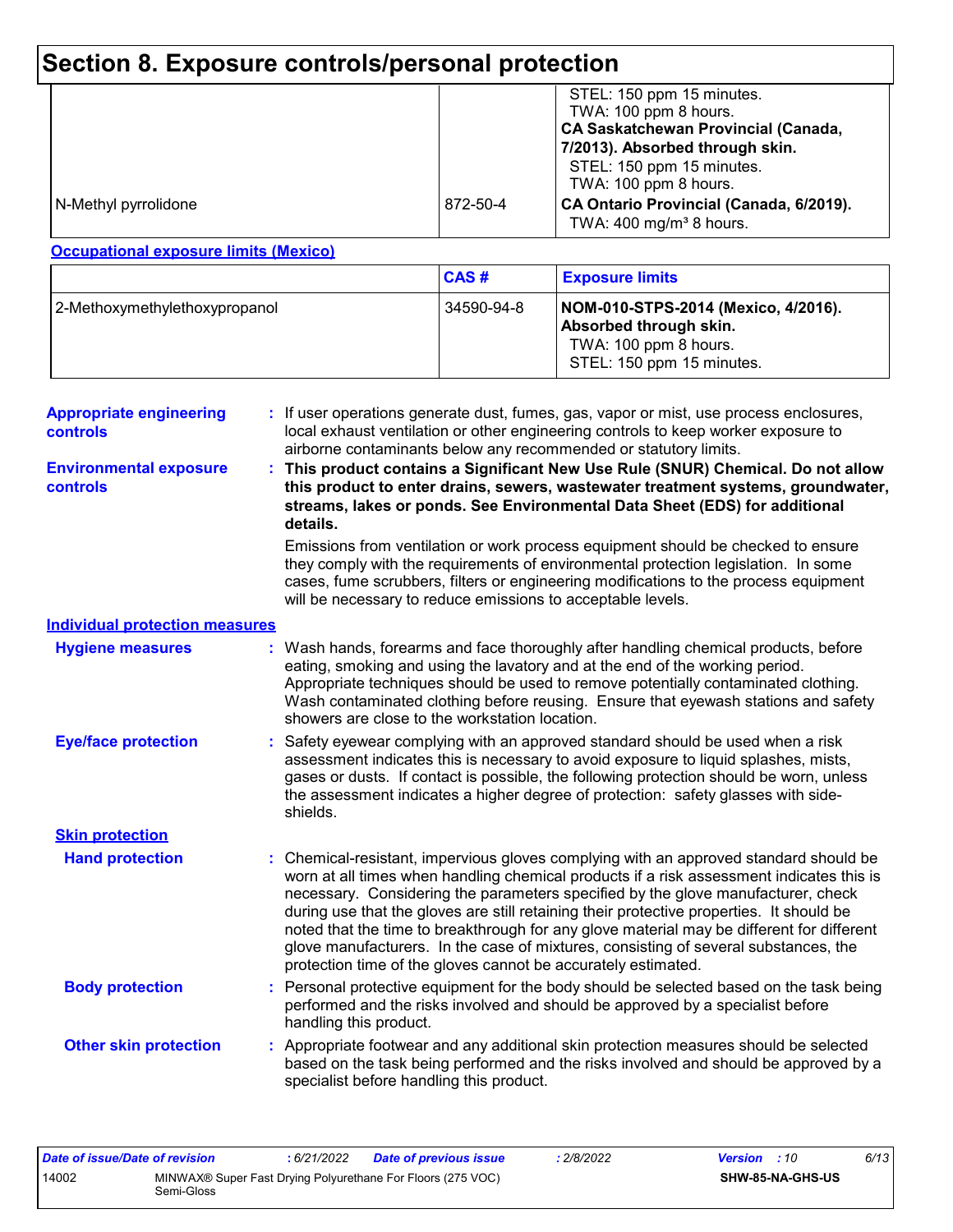# Section 8. Exposure controls/personal protection

| | | |
|---|---|---|
| N-Methyl pyrrolidone | 872-50-4 | STEL: 150 ppm 15 minutes.<br>TWA: 100 ppm 8 hours.<br>**CA Saskatchewan Provincial (Canada, 7/2013). Absorbed through skin.**<br>STEL: 150 ppm 15 minutes.<br>TWA: 100 ppm 8 hours.<br>**CA Ontario Provincial (Canada, 6/2019).**<br>TWA: 400 mg/m³ 8 hours. |

**Occupational exposure limits (Mexico)**

| | CAS # | Exposure limits |
|---|---|---|
| 2-Methoxymethylethoxypropanol | 34590-94-8 | **NOM-010-STPS-2014 (Mexico, 4/2016). Absorbed through skin.**<br>TWA: 100 ppm 8 hours.<br>STEL: 150 ppm 15 minutes. |

**Appropriate engineering controls** : If user operations generate dust, fumes, gas, vapor or mist, use process enclosures, local exhaust ventilation or other engineering controls to keep worker exposure to airborne contaminants below any recommended or statutory limits.

**Environmental exposure controls** : **This product contains a Significant New Use Rule (SNUR) Chemical. Do not allow this product to enter drains, sewers, wastewater treatment systems, groundwater, streams, lakes or ponds. See Environmental Data Sheet (EDS) for additional details.**

Emissions from ventilation or work process equipment should be checked to ensure they comply with the requirements of environmental protection legislation. In some cases, fume scrubbers, filters or engineering modifications to the process equipment will be necessary to reduce emissions to acceptable levels.

**Individual protection measures**

**Hygiene measures** : Wash hands, forearms and face thoroughly after handling chemical products, before eating, smoking and using the lavatory and at the end of the working period. Appropriate techniques should be used to remove potentially contaminated clothing. Wash contaminated clothing before reusing. Ensure that eyewash stations and safety showers are close to the workstation location.

**Eye/face protection** : Safety eyewear complying with an approved standard should be used when a risk assessment indicates this is necessary to avoid exposure to liquid splashes, mists, gases or dusts. If contact is possible, the following protection should be worn, unless the assessment indicates a higher degree of protection: safety glasses with side-shields.

**Skin protection**

**Hand protection** : Chemical-resistant, impervious gloves complying with an approved standard should be worn at all times when handling chemical products if a risk assessment indicates this is necessary. Considering the parameters specified by the glove manufacturer, check during use that the gloves are still retaining their protective properties. It should be noted that the time to breakthrough for any glove material may be different for different glove manufacturers. In the case of mixtures, consisting of several substances, the protection time of the gloves cannot be accurately estimated.

**Body protection** : Personal protective equipment for the body should be selected based on the task being performed and the risks involved and should be approved by a specialist before handling this product.

**Other skin protection** : Appropriate footwear and any additional skin protection measures should be selected based on the task being performed and the risks involved and should be approved by a specialist before handling this product.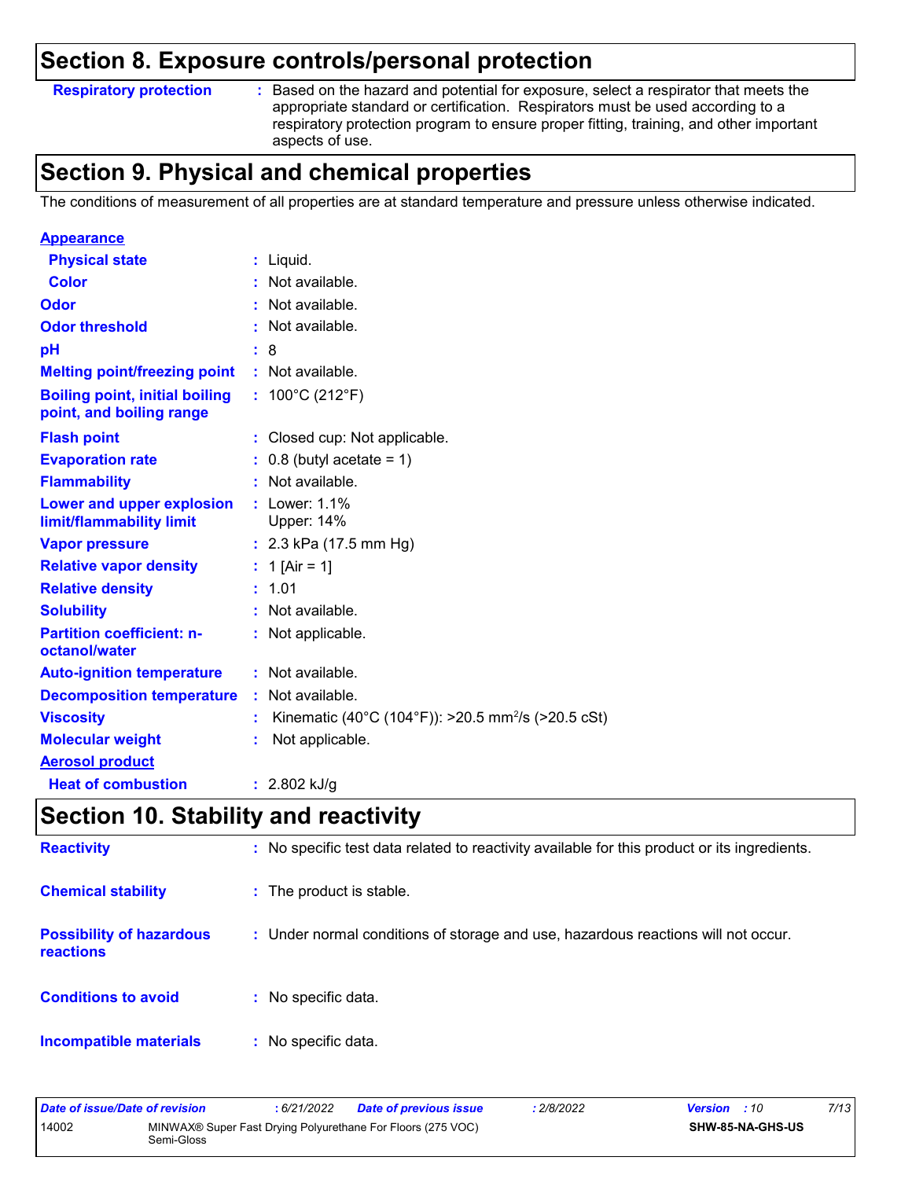## Section 8. Exposure controls/personal protection

| | |
|---|---|
| **Respiratory protection** | : Based on the hazard and potential for exposure, select a respirator that meets the appropriate standard or certification. Respirators must be used according to a respiratory protection program to ensure proper fitting, training, and other important aspects of use. |

## Section 9. Physical and chemical properties

The conditions of measurement of all properties are at standard temperature and pressure unless otherwise indicated.

**Appearance**

| | |
|---|---|
| **Physical state** | : Liquid. |
| **Color** | : Not available. |
| **Odor** | : Not available. |
| **Odor threshold** | : Not available. |
| **pH** | : 8 |
| **Melting point/freezing point** | : Not available. |
| **Boiling point, initial boiling point, and boiling range** | : 100°C (212°F) |
| **Flash point** | : Closed cup: Not applicable. |
| **Evaporation rate** | : 0.8 (butyl acetate = 1) |
| **Flammability** | : Not available. |
| **Lower and upper explosion limit/flammability limit** | : Lower: 1.1%<br>Upper: 14% |
| **Vapor pressure** | : 2.3 kPa (17.5 mm Hg) |
| **Relative vapor density** | : 1 [Air = 1] |
| **Relative density** | : 1.01 |
| **Solubility** | : Not available. |
| **Partition coefficient: n-octanol/water** | : Not applicable. |
| **Auto-ignition temperature** | : Not available. |
| **Decomposition temperature** | : Not available. |
| **Viscosity** | : Kinematic (40°C (104°F)): >20.5 $mm^2/s$ (>20.5 cSt) |
| **Molecular weight** | : Not applicable. |

**Aerosol product**

| | |
|---|---|
| **Heat of combustion** | : 2.802 kJ/g |

## Section 10. Stability and reactivity

| | |
|---|---|
| **Reactivity** | : No specific test data related to reactivity available for this product or its ingredients. |
| **Chemical stability** | : The product is stable. |
| **Possibility of hazardous reactions** | : Under normal conditions of storage and use, hazardous reactions will not occur. |
| **Conditions to avoid** | : No specific data. |
| **Incompatible materials** | : No specific data. |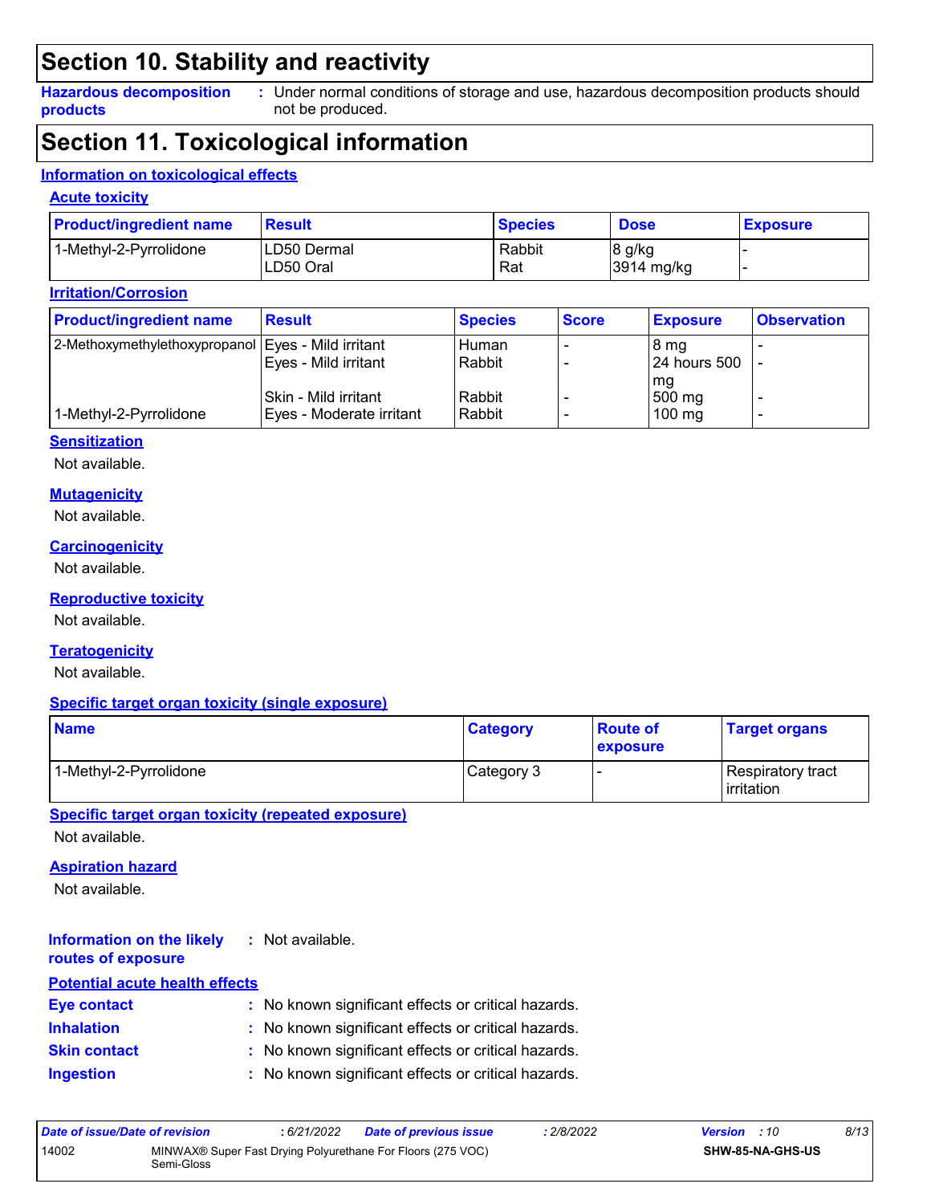## Section 10. Stability and reactivity

**Hazardous decomposition products** : Under normal conditions of storage and use, hazardous decomposition products should not be produced.

## Section 11. Toxicological information

### Information on toxicological effects

#### Acute toxicity

| Product/ingredient name | Result | Species | Dose | Exposure |
|---|---|---|---|---|
| 1-Methyl-2-Pyrrolidone | LD50 Dermal | Rabbit | 8 g/kg | - |
| | LD50 Oral | Rat | 3914 mg/kg | - |

#### Irritation/Corrosion

| Product/ingredient name | Result | Species | Score | Exposure | Observation |
|---|---|---|---|---|---|
| 2-Methoxymethylethoxypropanol | Eyes - Mild irritant | Human | - | 8 mg | - |
| | Eyes - Mild irritant | Rabbit | - | 24 hours 500 mg | - |
| | Skin - Mild irritant | Rabbit | - | 500 mg | - |
| 1-Methyl-2-Pyrrolidone | Eyes - Moderate irritant | Rabbit | - | 100 mg | - |

#### Sensitization

Not available.

#### Mutagenicity

Not available.

#### Carcinogenicity

Not available.

#### Reproductive toxicity

Not available.

#### Teratogenicity

Not available.

#### Specific target organ toxicity (single exposure)

| Name | Category | Route of exposure | Target organs |
|---|---|---|---|
| 1-Methyl-2-Pyrrolidone | Category 3 | - | Respiratory tract irritation |

#### Specific target organ toxicity (repeated exposure)

Not available.

#### Aspiration hazard

Not available.

**Information on the likely routes of exposure** : Not available.

#### Potential acute health effects

**Eye contact** : No known significant effects or critical hazards.

**Inhalation** : No known significant effects or critical hazards.

**Skin contact** : No known significant effects or critical hazards.

**Ingestion** : No known significant effects or critical hazards.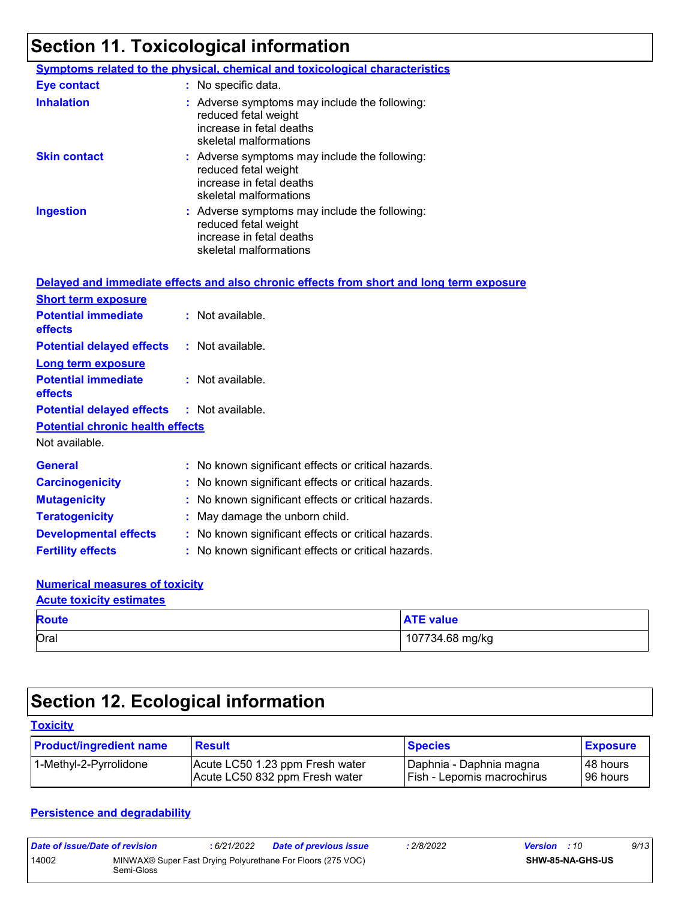## Section 11. Toxicological information

**Symptoms related to the physical, chemical and toxicological characteristics**

**Eye contact** : No specific data.

**Inhalation** : Adverse symptoms may include the following:
reduced fetal weight
increase in fetal deaths
skeletal malformations

**Skin contact** : Adverse symptoms may include the following:
reduced fetal weight
increase in fetal deaths
skeletal malformations

**Ingestion** : Adverse symptoms may include the following:
reduced fetal weight
increase in fetal deaths
skeletal malformations

**Delayed and immediate effects and also chronic effects from short and long term exposure**

**Short term exposure**

**Potential immediate effects** : Not available.

**Potential delayed effects** : Not available.

**Long term exposure**

**Potential immediate effects** : Not available.

**Potential delayed effects** : Not available.

**Potential chronic health effects**

Not available.

**General** : No known significant effects or critical hazards.

**Carcinogenicity** : No known significant effects or critical hazards.

**Mutagenicity** : No known significant effects or critical hazards.

**Teratogenicity** : May damage the unborn child.

**Developmental effects** : No known significant effects or critical hazards.

**Fertility effects** : No known significant effects or critical hazards.

**Numerical measures of toxicity**

**Acute toxicity estimates**

| Route | ATE value |
|---|---|
| Oral | 107734.68 mg/kg |

## Section 12. Ecological information

**Toxicity**

| Product/ingredient name | Result | Species | Exposure |
|---|---|---|---|
| 1-Methyl-2-Pyrrolidone | Acute LC50 1.23 ppm Fresh water<br>Acute LC50 832 ppm Fresh water | Daphnia - Daphnia magna<br>Fish - Lepomis macrochirus | 48 hours<br>96 hours |

**Persistence and degradability**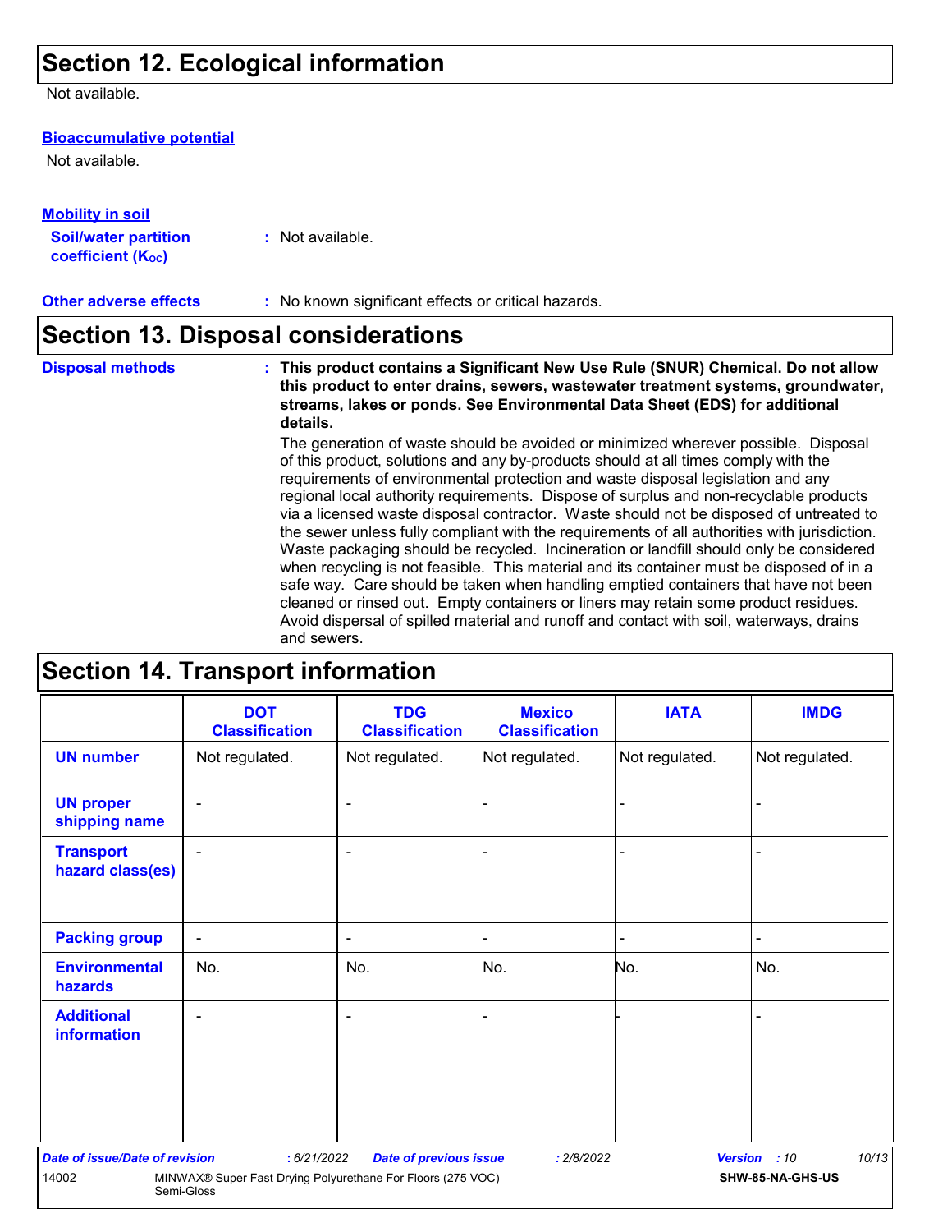## Section 12. Ecological information

Not available.

**Bioaccumulative potential**

Not available.

**Mobility in soil**

**Soil/water partition coefficient ($K_{OC}$)** : Not available.

**Other adverse effects** : No known significant effects or critical hazards.

## Section 13. Disposal considerations

**Disposal methods** : **This product contains a Significant New Use Rule (SNUR) Chemical. Do not allow this product to enter drains, sewers, wastewater treatment systems, groundwater, streams, lakes or ponds. See Environmental Data Sheet (EDS) for additional details.**

The generation of waste should be avoided or minimized wherever possible. Disposal of this product, solutions and any by-products should at all times comply with the requirements of environmental protection and waste disposal legislation and any regional local authority requirements. Dispose of surplus and non-recyclable products via a licensed waste disposal contractor. Waste should not be disposed of untreated to the sewer unless fully compliant with the requirements of all authorities with jurisdiction. Waste packaging should be recycled. Incineration or landfill should only be considered when recycling is not feasible. This material and its container must be disposed of in a safe way. Care should be taken when handling emptied containers that have not been cleaned or rinsed out. Empty containers or liners may retain some product residues. Avoid dispersal of spilled material and runoff and contact with soil, waterways, drains and sewers.

## Section 14. Transport information

| | DOT Classification | TDG Classification | Mexico Classification | IATA | IMDG |
|---|---|---|---|---|---|
| **UN number** | Not regulated. | Not regulated. | Not regulated. | Not regulated. | Not regulated. |
| **UN proper shipping name** | - | - | - | - | - |
| **Transport hazard class(es)** | - | - | - | - | - |
| **Packing group** | - | - | - | - | - |
| **Environmental hazards** | No. | No. | No. | No. | No. |
| **Additional information** | - | - | - | - | - |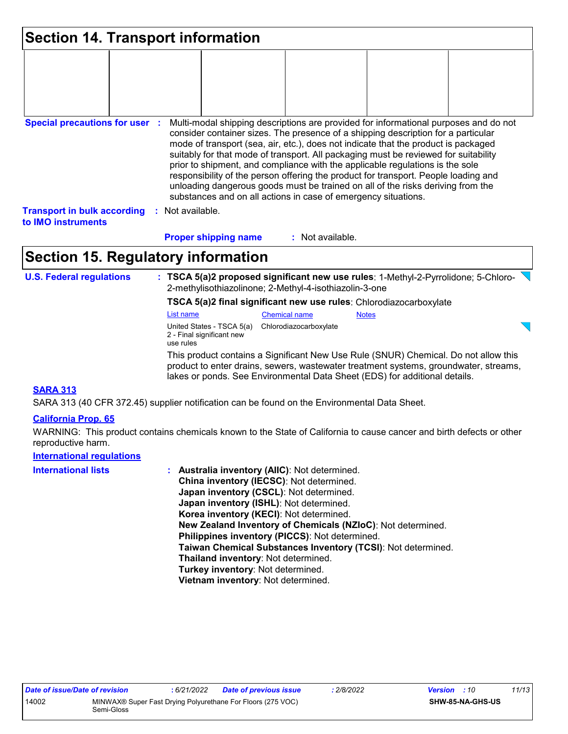## Section 14. Transport information

| | | | | | |
|---|---|---|---|---|---|
| | | | | | |

**Special precautions for user** : Multi-modal shipping descriptions are provided for informational purposes and do not consider container sizes. The presence of a shipping description for a particular mode of transport (sea, air, etc.), does not indicate that the product is packaged suitably for that mode of transport. All packaging must be reviewed for suitability prior to shipment, and compliance with the applicable regulations is the sole responsibility of the person offering the product for transport. People loading and unloading dangerous goods must be trained on all of the risks deriving from the substances and on all actions in case of emergency situations.

**Transport in bulk according to IMO instruments** : Not available.

**Proper shipping name** : Not available.

## Section 15. Regulatory information

**U.S. Federal regulations** : **TSCA 5(a)2 proposed significant new use rules**: 1-Methyl-2-Pyrrolidone; 5-Chloro-2-methylisothiazolinone; 2-Methyl-4-isothiazolin-3-one

**TSCA 5(a)2 final significant new use rules**: Chlorodiazocarboxylate

| List name | Chemical name | Notes |
|---|---|---|
| United States - TSCA 5(a) 2 - Final significant new use rules | Chlorodiazocarboxylate | |

This product contains a Significant New Use Rule (SNUR) Chemical. Do not allow this product to enter drains, sewers, wastewater treatment systems, groundwater, streams, lakes or ponds. See Environmental Data Sheet (EDS) for additional details.

**SARA 313**

SARA 313 (40 CFR 372.45) supplier notification can be found on the Environmental Data Sheet.

**California Prop. 65**

WARNING: This product contains chemicals known to the State of California to cause cancer and birth defects or other reproductive harm.

**International regulations**

**International lists** :
**Australia inventory (AIIC)**: Not determined.
**China inventory (IECSC)**: Not determined.
**Japan inventory (CSCL)**: Not determined.
**Japan inventory (ISHL)**: Not determined.
**Korea inventory (KECI)**: Not determined.
**New Zealand Inventory of Chemicals (NZIoC)**: Not determined.
**Philippines inventory (PICCS)**: Not determined.
**Taiwan Chemical Substances Inventory (TCSI)**: Not determined.
**Thailand inventory**: Not determined.
**Turkey inventory**: Not determined.
**Vietnam inventory**: Not determined.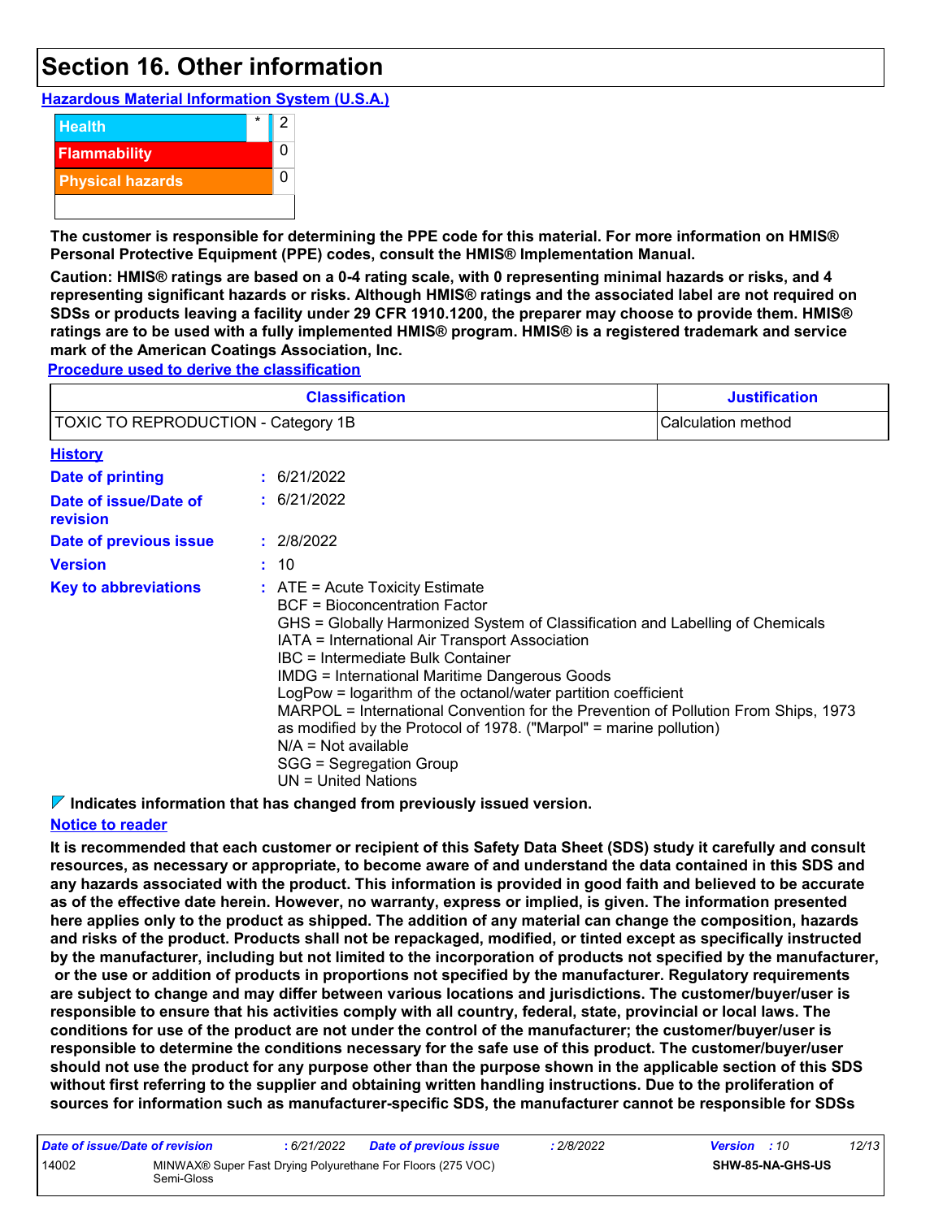# Section 16. Other information

**Hazardous Material Information System (U.S.A.)**

| | | |
|---|---|---|
| Health | * | 2 |
| Flammability | | 0 |
| Physical hazards | | 0 |

**The customer is responsible for determining the PPE code for this material. For more information on HMIS® Personal Protective Equipment (PPE) codes, consult the HMIS® Implementation Manual.**

**Caution: HMIS® ratings are based on a 0-4 rating scale, with 0 representing minimal hazards or risks, and 4 representing significant hazards or risks. Although HMIS® ratings and the associated label are not required on SDSs or products leaving a facility under 29 CFR 1910.1200, the preparer may choose to provide them. HMIS® ratings are to be used with a fully implemented HMIS® program. HMIS® is a registered trademark and service mark of the American Coatings Association, Inc.**

**Procedure used to derive the classification**

| Classification | Justification |
|---|---|
| TOXIC TO REPRODUCTION - Category 1B | Calculation method |

**History**

**Date of printing** : 6/21/2022

**Date of issue/Date of revision** : 6/21/2022

**Date of previous issue** : 2/8/2022

**Version** : 10

**Key to abbreviations** :
ATE = Acute Toxicity Estimate
BCF = Bioconcentration Factor
GHS = Globally Harmonized System of Classification and Labelling of Chemicals
IATA = International Air Transport Association
IBC = Intermediate Bulk Container
IMDG = International Maritime Dangerous Goods
LogPow = logarithm of the octanol/water partition coefficient
MARPOL = International Convention for the Prevention of Pollution From Ships, 1973 as modified by the Protocol of 1978. ("Marpol" = marine pollution)
N/A = Not available
SGG = Segregation Group
UN = United Nations

**Indicates information that has changed from previously issued version.**

**Notice to reader**

**It is recommended that each customer or recipient of this Safety Data Sheet (SDS) study it carefully and consult resources, as necessary or appropriate, to become aware of and understand the data contained in this SDS and any hazards associated with the product. This information is provided in good faith and believed to be accurate as of the effective date herein. However, no warranty, express or implied, is given. The information presented here applies only to the product as shipped. The addition of any material can change the composition, hazards and risks of the product. Products shall not be repackaged, modified, or tinted except as specifically instructed by the manufacturer, including but not limited to the incorporation of products not specified by the manufacturer, or the use or addition of products in proportions not specified by the manufacturer. Regulatory requirements are subject to change and may differ between various locations and jurisdictions. The customer/buyer/user is responsible to ensure that his activities comply with all country, federal, state, provincial or local laws. The conditions for use of the product are not under the control of the manufacturer; the customer/buyer/user is responsible to determine the conditions necessary for the safe use of this product. The customer/buyer/user should not use the product for any purpose other than the purpose shown in the applicable section of this SDS without first referring to the supplier and obtaining written handling instructions. Due to the proliferation of sources for information such as manufacturer-specific SDS, the manufacturer cannot be responsible for SDSs**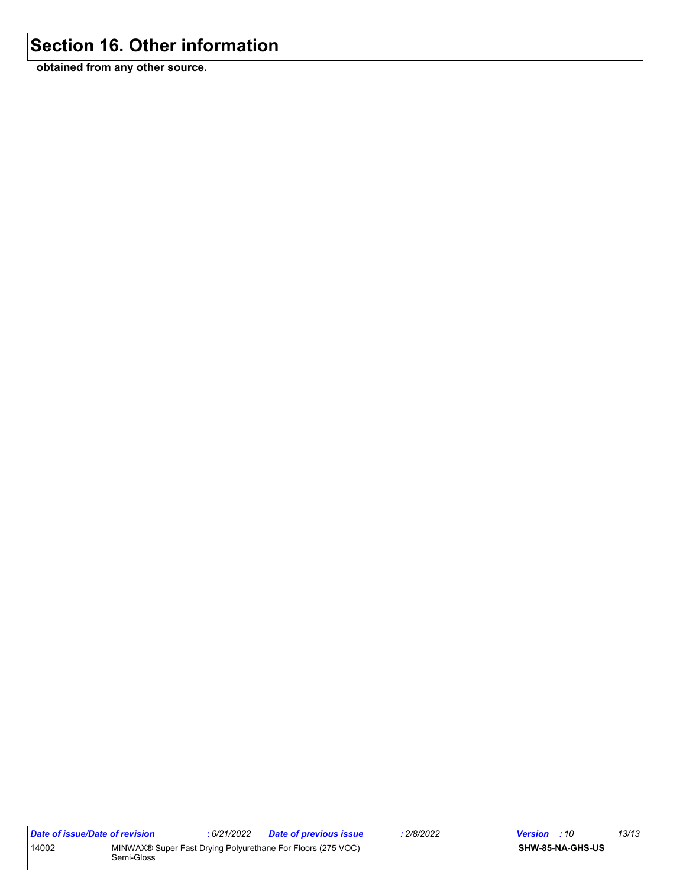# Section 16. Other information

**obtained from any other source.**